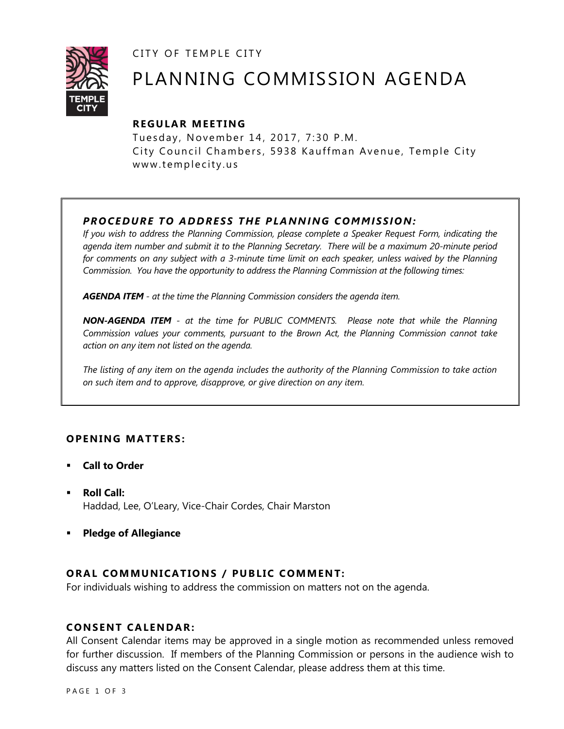CITY OF TEMPLE CITY

# PLANNING COMMISSION AGENDA

## REGULAR MEETING

Tuesday, November 14, 2017, 7:30 P.M.
City Council Chambers, 5938 Kauffman Avenue, Temple City
www.templecity.us

### *PROCEDURE TO ADDRESS THE PLANNING COMMISSION:*

*If you wish to address the Planning Commission, please complete a Speaker Request Form, indicating the agenda item number and submit it to the Planning Secretary. There will be a maximum 20-minute period for comments on any subject with a 3-minute time limit on each speaker, unless waived by the Planning Commission. You have the opportunity to address the Planning Commission at the following times:*

***AGENDA ITEM** - at the time the Planning Commission considers the agenda item.*

***NON-AGENDA ITEM** - at the time for PUBLIC COMMENTS. Please note that while the Planning Commission values your comments, pursuant to the Brown Act, the Planning Commission cannot take action on any item not listed on the agenda.*

*The listing of any item on the agenda includes the authority of the Planning Commission to take action on such item and to approve, disapprove, or give direction on any item.*

## OPENING MATTERS:

- **Call to Order**
- **Roll Call:**
  Haddad, Lee, O'Leary, Vice-Chair Cordes, Chair Marston
- **Pledge of Allegiance**

## ORAL COMMUNICATIONS / PUBLIC COMMENT:

For individuals wishing to address the commission on matters not on the agenda.

## CONSENT CALENDAR:

All Consent Calendar items may be approved in a single motion as recommended unless removed for further discussion. If members of the Planning Commission or persons in the audience wish to discuss any matters listed on the Consent Calendar, please address them at this time.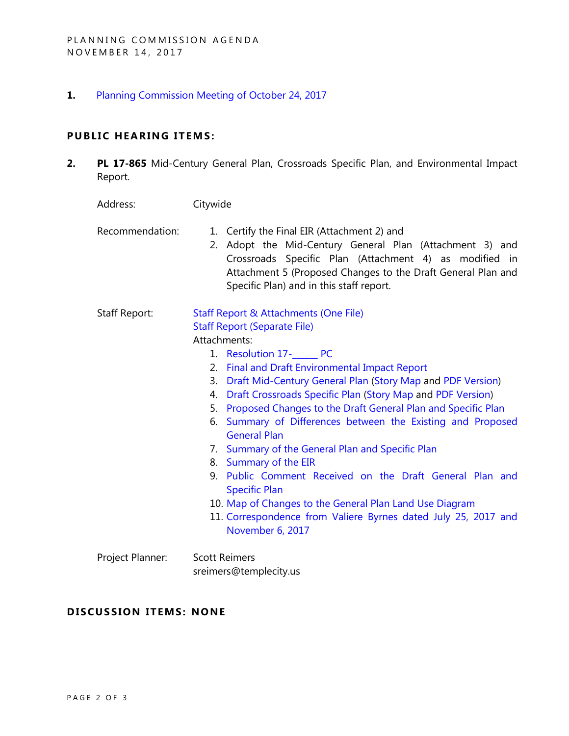**1.** Planning Commission Meeting of October 24, 2017

## PUBLIC HEARING ITEMS:

**2.** **PL 17-865** Mid-Century General Plan, Crossroads Specific Plan, and Environmental Impact Report.

Address: Citywide

Recommendation:

1. Certify the Final EIR (Attachment 2) and
2. Adopt the Mid-Century General Plan (Attachment 3) and Crossroads Specific Plan (Attachment 4) as modified in Attachment 5 (Proposed Changes to the Draft General Plan and Specific Plan) and in this staff report.

Staff Report:

Staff Report & Attachments (One File)
Staff Report (Separate File)
Attachments:

1. Resolution 17-_____ PC
2. Final and Draft Environmental Impact Report
3. Draft Mid-Century General Plan (Story Map and PDF Version)
4. Draft Crossroads Specific Plan (Story Map and PDF Version)
5. Proposed Changes to the Draft General Plan and Specific Plan
6. Summary of Differences between the Existing and Proposed General Plan
7. Summary of the General Plan and Specific Plan
8. Summary of the EIR
9. Public Comment Received on the Draft General Plan and Specific Plan
10. Map of Changes to the General Plan Land Use Diagram
11. Correspondence from Valiere Byrnes dated July 25, 2017 and November 6, 2017

Project Planner: Scott Reimers
sreimers@templecity.us

## DISCUSSION ITEMS: NONE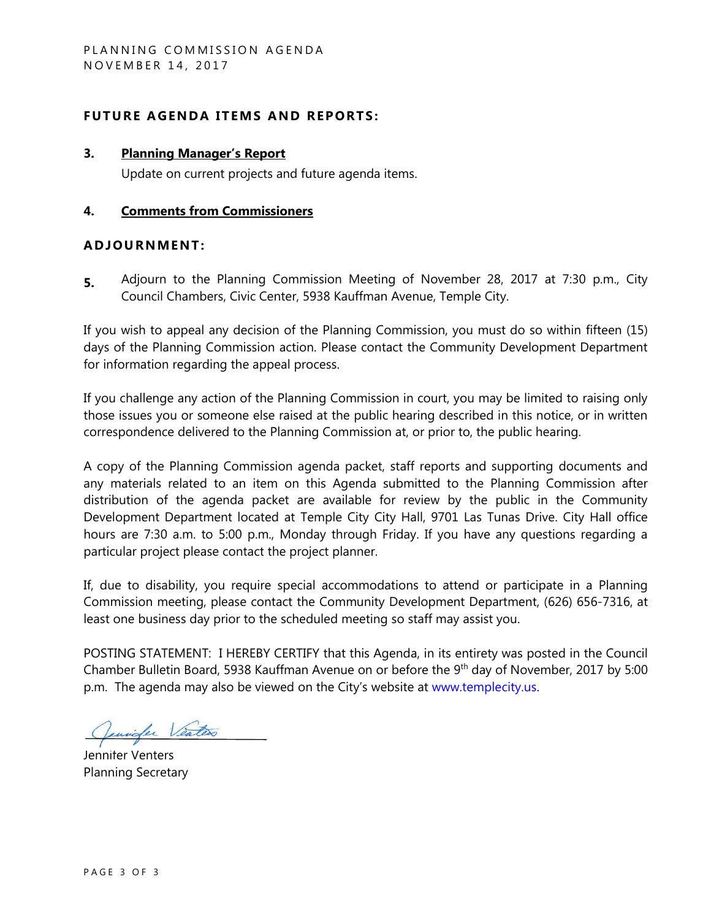## FUTURE AGENDA ITEMS AND REPORTS:

**3. Planning Manager's Report**

Update on current projects and future agenda items.

**4. Comments from Commissioners**

## ADJOURNMENT:

**5.** Adjourn to the Planning Commission Meeting of November 28, 2017 at 7:30 p.m., City Council Chambers, Civic Center, 5938 Kauffman Avenue, Temple City.

If you wish to appeal any decision of the Planning Commission, you must do so within fifteen (15) days of the Planning Commission action. Please contact the Community Development Department for information regarding the appeal process.

If you challenge any action of the Planning Commission in court, you may be limited to raising only those issues you or someone else raised at the public hearing described in this notice, or in written correspondence delivered to the Planning Commission at, or prior to, the public hearing.

A copy of the Planning Commission agenda packet, staff reports and supporting documents and any materials related to an item on this Agenda submitted to the Planning Commission after distribution of the agenda packet are available for review by the public in the Community Development Department located at Temple City City Hall, 9701 Las Tunas Drive. City Hall office hours are 7:30 a.m. to 5:00 p.m., Monday through Friday. If you have any questions regarding a particular project please contact the project planner.

If, due to disability, you require special accommodations to attend or participate in a Planning Commission meeting, please contact the Community Development Department, (626) 656-7316, at least one business day prior to the scheduled meeting so staff may assist you.

POSTING STATEMENT: I HEREBY CERTIFY that this Agenda, in its entirety was posted in the Council Chamber Bulletin Board, 5938 Kauffman Avenue on or before the 9th day of November, 2017 by 5:00 p.m. The agenda may also be viewed on the City's website at www.templecity.us.

Jennifer Venters
Planning Secretary